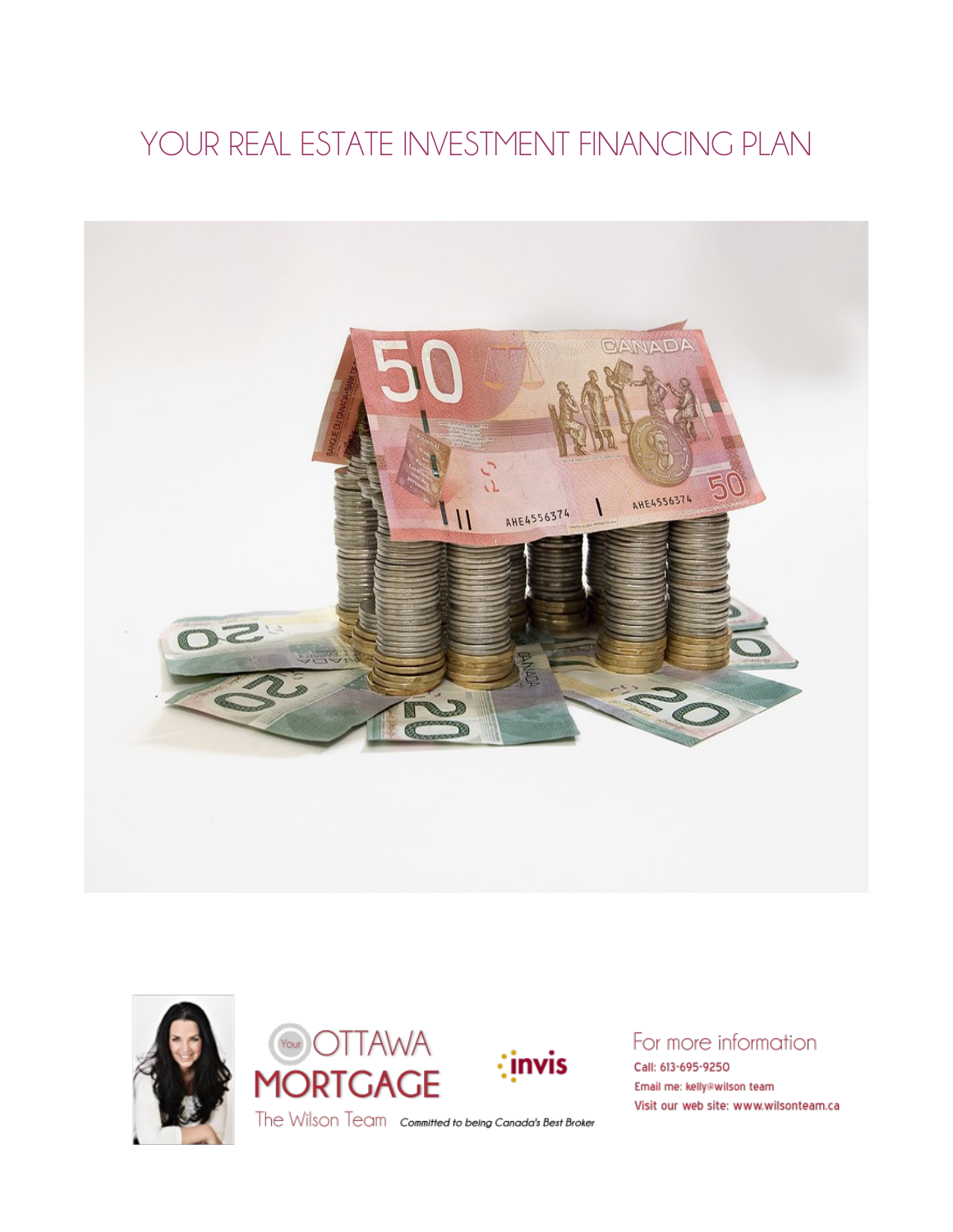# YOUR REAL ESTATE INVESTMENT FINANCING PLAN

Your OTTAWA MORTGAGE

The Wilson Team *Committed to being Canada's Best Broker*

invis

For more information

Call: 613-695-9250

Email me: kelly@wilson team

Visit our web site: www.wilsonteam.ca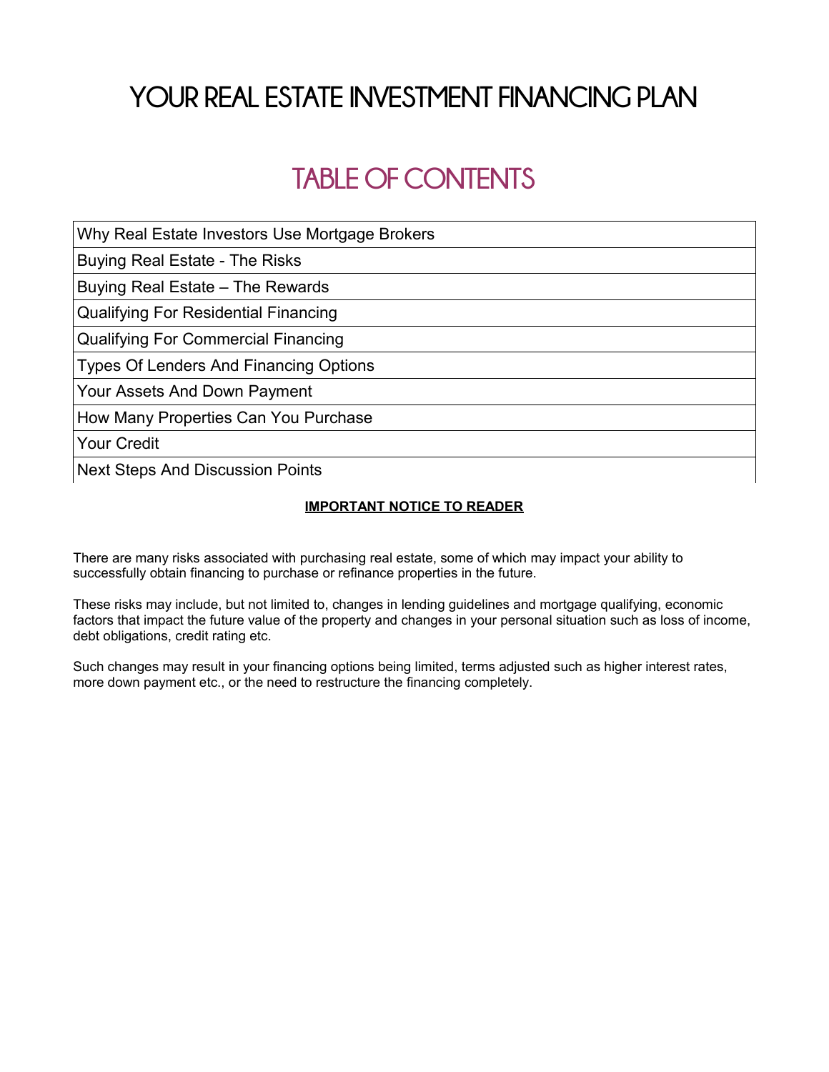# YOUR REAL ESTATE INVESTMENT FINANCING PLAN

## TABLE OF CONTENTS

| Why Real Estate Investors Use Mortgage Brokers |
| --- |
| Buying Real Estate - The Risks |
| Buying Real Estate – The Rewards |
| Qualifying For Residential Financing |
| Qualifying For Commercial Financing |
| Types Of Lenders And Financing Options |
| Your Assets And Down Payment |
| How Many Properties Can You Purchase |
| Your Credit |
| Next Steps And Discussion Points |

**IMPORTANT NOTICE TO READER**

There are many risks associated with purchasing real estate, some of which may impact your ability to successfully obtain financing to purchase or refinance properties in the future.

These risks may include, but not limited to, changes in lending guidelines and mortgage qualifying, economic factors that impact the future value of the property and changes in your personal situation such as loss of income, debt obligations, credit rating etc.

Such changes may result in your financing options being limited, terms adjusted such as higher interest rates, more down payment etc., or the need to restructure the financing completely.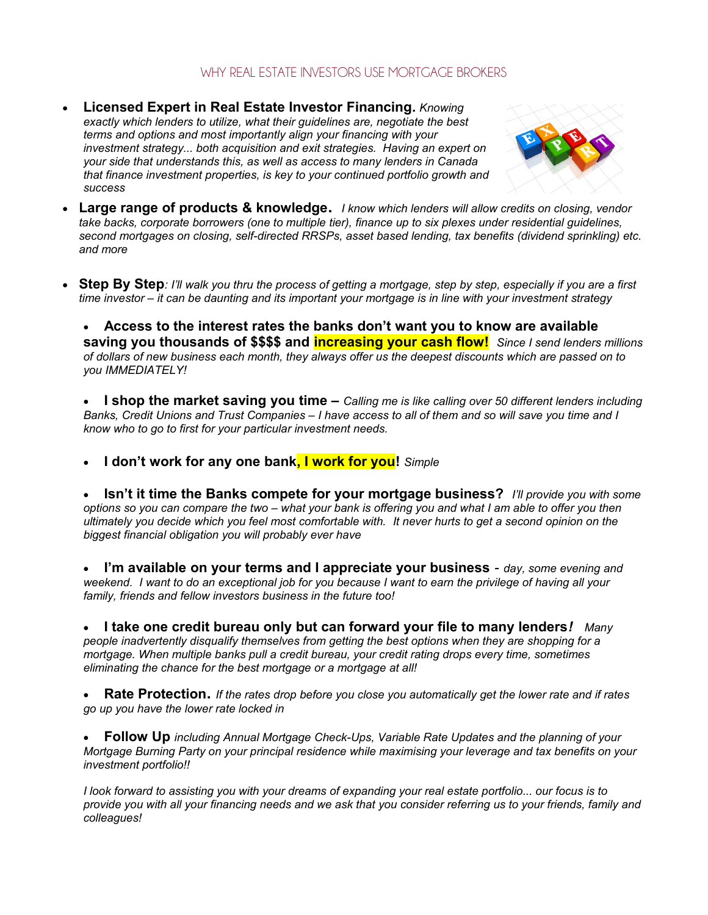# WHY REAL ESTATE INVESTORS USE MORTGAGE BROKERS

- **Licensed Expert in Real Estate Investor Financing.** *Knowing exactly which lenders to utilize, what their guidelines are, negotiate the best terms and options and most importantly align your financing with your investment strategy... both acquisition and exit strategies. Having an expert on your side that understands this, as well as access to many lenders in Canada that finance investment properties, is key to your continued portfolio growth and success*

- **Large range of products & knowledge.** *I know which lenders will allow credits on closing, vendor take backs, corporate borrowers (one to multiple tier), finance up to six plexes under residential guidelines, second mortgages on closing, self-directed RRSPs, asset based lending, tax benefits (dividend sprinkling) etc. and more*

- **Step By Step***: I'll walk you thru the process of getting a mortgage, step by step, especially if you are a first time investor – it can be daunting and its important your mortgage is in line with your investment strategy*

  - **Access to the interest rates the banks don't want you to know are available saving you thousands of $$$$ and increasing your cash flow!** *Since I send lenders millions of dollars of new business each month, they always offer us the deepest discounts which are passed on to you IMMEDIATELY!*

  - **I shop the market saving you time –** *Calling me is like calling over 50 different lenders including Banks, Credit Unions and Trust Companies – I have access to all of them and so will save you time and I know who to go to first for your particular investment needs.*

  - **I don't work for any one bank, I work for you!** *Simple*

  - **Isn't it time the Banks compete for your mortgage business?** *I'll provide you with some options so you can compare the two – what your bank is offering you and what I am able to offer you then ultimately you decide which you feel most comfortable with. It never hurts to get a second opinion on the biggest financial obligation you will probably ever have*

  - **I'm available on your terms and I appreciate your business** - *day, some evening and weekend. I want to do an exceptional job for you because I want to earn the privilege of having all your family, friends and fellow investors business in the future too!*

  - **I take one credit bureau only but can forward your file to many lenders*!*** *Many people inadvertently disqualify themselves from getting the best options when they are shopping for a mortgage. When multiple banks pull a credit bureau, your credit rating drops every time, sometimes eliminating the chance for the best mortgage or a mortgage at all!*

  - **Rate Protection.** *If the rates drop before you close you automatically get the lower rate and if rates go up you have the lower rate locked in*

  - **Follow Up** *including Annual Mortgage Check-Ups, Variable Rate Updates and the planning of your Mortgage Burning Party on your principal residence while maximising your leverage and tax benefits on your investment portfolio!!*

*I look forward to assisting you with your dreams of expanding your real estate portfolio... our focus is to provide you with all your financing needs and we ask that you consider referring us to your friends, family and colleagues!*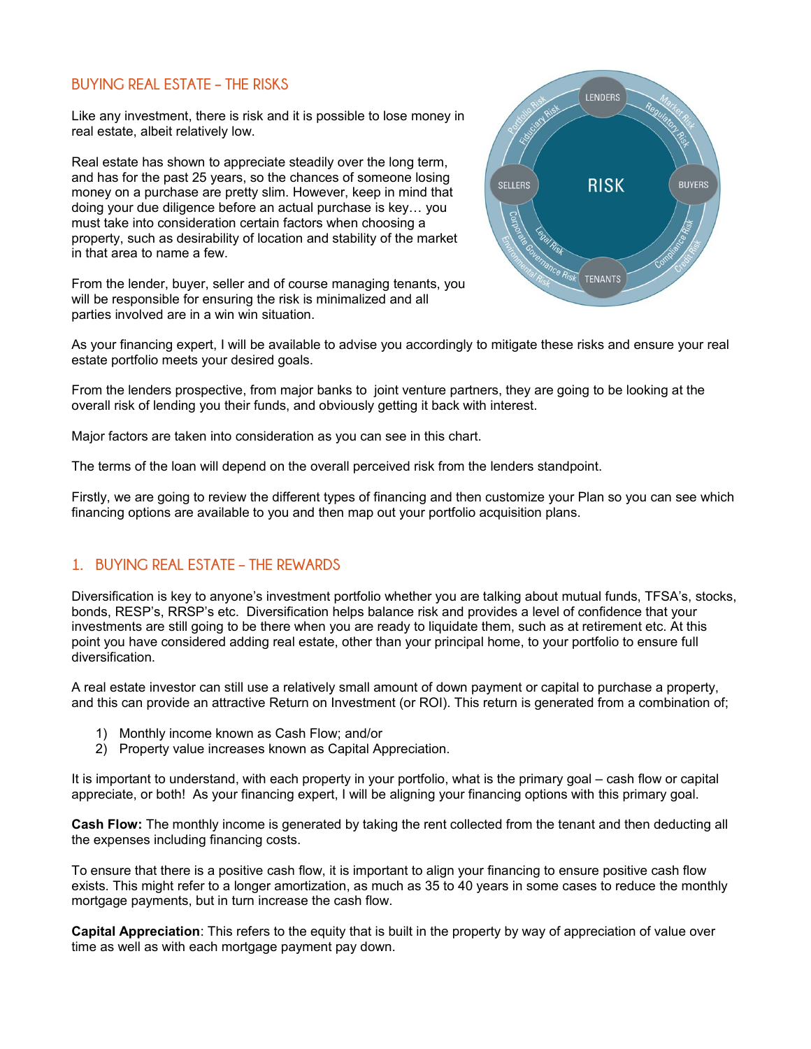## BUYING REAL ESTATE – THE RISKS

Like any investment, there is risk and it is possible to lose money in real estate, albeit relatively low.

Real estate has shown to appreciate steadily over the long term, and has for the past 25 years, so the chances of someone losing money on a purchase are pretty slim. However, keep in mind that doing your due diligence before an actual purchase is key… you must take into consideration certain factors when choosing a property, such as desirability of location and stability of the market in that area to name a few.

From the lender, buyer, seller and of course managing tenants, you will be responsible for ensuring the risk is minimalized and all parties involved are in a win win situation.

As your financing expert, I will be available to advise you accordingly to mitigate these risks and ensure your real estate portfolio meets your desired goals.

From the lenders prospective, from major banks to joint venture partners, they are going to be looking at the overall risk of lending you their funds, and obviously getting it back with interest.

Major factors are taken into consideration as you can see in this chart.

The terms of the loan will depend on the overall perceived risk from the lenders standpoint.

Firstly, we are going to review the different types of financing and then customize your Plan so you can see which financing options are available to you and then map out your portfolio acquisition plans.

## 1. BUYING REAL ESTATE – THE REWARDS

Diversification is key to anyone's investment portfolio whether you are talking about mutual funds, TFSA's, stocks, bonds, RESP's, RRSP's etc. Diversification helps balance risk and provides a level of confidence that your investments are still going to be there when you are ready to liquidate them, such as at retirement etc. At this point you have considered adding real estate, other than your principal home, to your portfolio to ensure full diversification.

A real estate investor can still use a relatively small amount of down payment or capital to purchase a property, and this can provide an attractive Return on Investment (or ROI). This return is generated from a combination of;

1) Monthly income known as Cash Flow; and/or
2) Property value increases known as Capital Appreciation.

It is important to understand, with each property in your portfolio, what is the primary goal – cash flow or capital appreciate, or both! As your financing expert, I will be aligning your financing options with this primary goal.

**Cash Flow:** The monthly income is generated by taking the rent collected from the tenant and then deducting all the expenses including financing costs.

To ensure that there is a positive cash flow, it is important to align your financing to ensure positive cash flow exists. This might refer to a longer amortization, as much as 35 to 40 years in some cases to reduce the monthly mortgage payments, but in turn increase the cash flow.

**Capital Appreciation**: This refers to the equity that is built in the property by way of appreciation of value over time as well as with each mortgage payment pay down.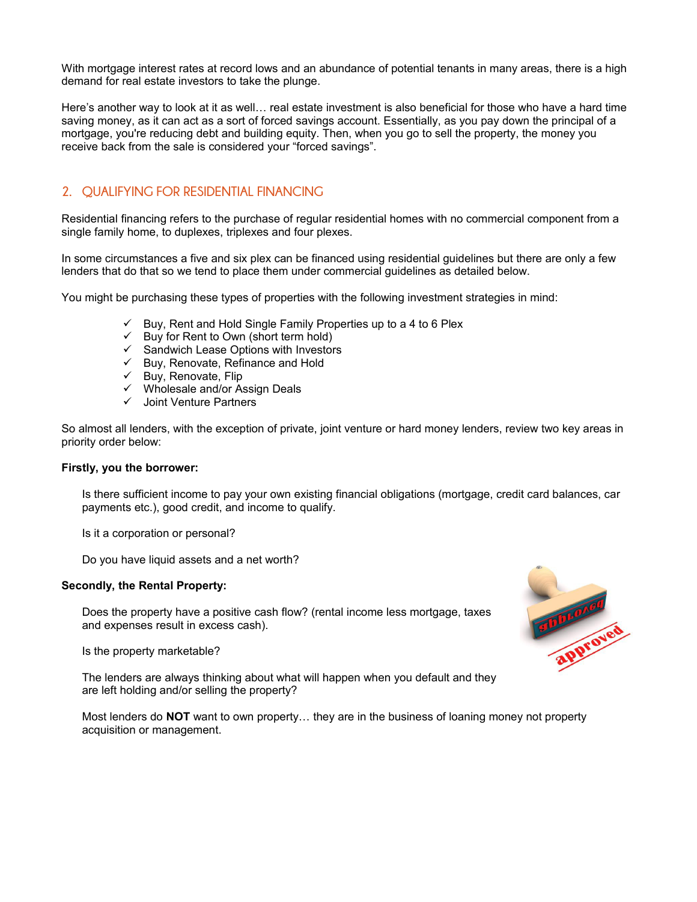With mortgage interest rates at record lows and an abundance of potential tenants in many areas, there is a high demand for real estate investors to take the plunge.

Here's another way to look at it as well… real estate investment is also beneficial for those who have a hard time saving money, as it can act as a sort of forced savings account. Essentially, as you pay down the principal of a mortgage, you're reducing debt and building equity. Then, when you go to sell the property, the money you receive back from the sale is considered your "forced savings".

## 2. QUALIFYING FOR RESIDENTIAL FINANCING

Residential financing refers to the purchase of regular residential homes with no commercial component from a single family home, to duplexes, triplexes and four plexes.

In some circumstances a five and six plex can be financed using residential guidelines but there are only a few lenders that do that so we tend to place them under commercial guidelines as detailed below.

You might be purchasing these types of properties with the following investment strategies in mind:

- ✓ Buy, Rent and Hold Single Family Properties up to a 4 to 6 Plex
- ✓ Buy for Rent to Own (short term hold)
- ✓ Sandwich Lease Options with Investors
- ✓ Buy, Renovate, Refinance and Hold
- ✓ Buy, Renovate, Flip
- ✓ Wholesale and/or Assign Deals
- ✓ Joint Venture Partners

So almost all lenders, with the exception of private, joint venture or hard money lenders, review two key areas in priority order below:

**Firstly, you the borrower:**

Is there sufficient income to pay your own existing financial obligations (mortgage, credit card balances, car payments etc.), good credit, and income to qualify.

Is it a corporation or personal?

Do you have liquid assets and a net worth?

**Secondly, the Rental Property:**

Does the property have a positive cash flow? (rental income less mortgage, taxes and expenses result in excess cash).

Is the property marketable?

The lenders are always thinking about what will happen when you default and they are left holding and/or selling the property?

Most lenders do **NOT** want to own property… they are in the business of loaning money not property acquisition or management.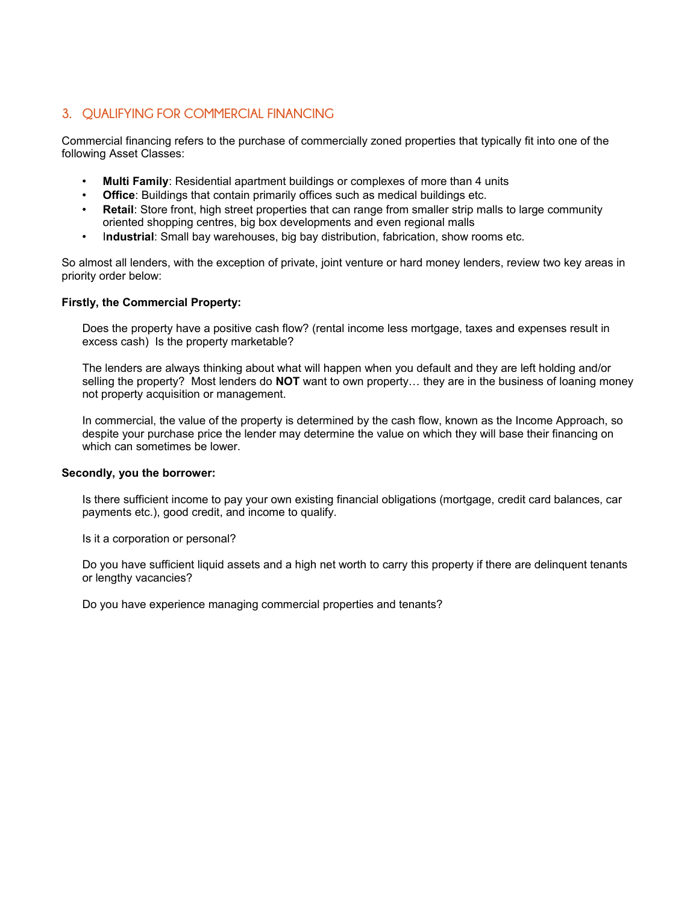## 3. QUALIFYING FOR COMMERCIAL FINANCING

Commercial financing refers to the purchase of commercially zoned properties that typically fit into one of the following Asset Classes:

- **Multi Family**: Residential apartment buildings or complexes of more than 4 units
- **Office**: Buildings that contain primarily offices such as medical buildings etc.
- **Retail**: Store front, high street properties that can range from smaller strip malls to large community oriented shopping centres, big box developments and even regional malls
- I**ndustrial**: Small bay warehouses, big bay distribution, fabrication, show rooms etc.

So almost all lenders, with the exception of private, joint venture or hard money lenders, review two key areas in priority order below:

**Firstly, the Commercial Property:**

Does the property have a positive cash flow? (rental income less mortgage, taxes and expenses result in excess cash)  Is the property marketable?

The lenders are always thinking about what will happen when you default and they are left holding and/or selling the property?  Most lenders do **NOT** want to own property… they are in the business of loaning money not property acquisition or management.

In commercial, the value of the property is determined by the cash flow, known as the Income Approach, so despite your purchase price the lender may determine the value on which they will base their financing on which can sometimes be lower.

**Secondly, you the borrower:**

Is there sufficient income to pay your own existing financial obligations (mortgage, credit card balances, car payments etc.), good credit, and income to qualify.

Is it a corporation or personal?

Do you have sufficient liquid assets and a high net worth to carry this property if there are delinquent tenants or lengthy vacancies?

Do you have experience managing commercial properties and tenants?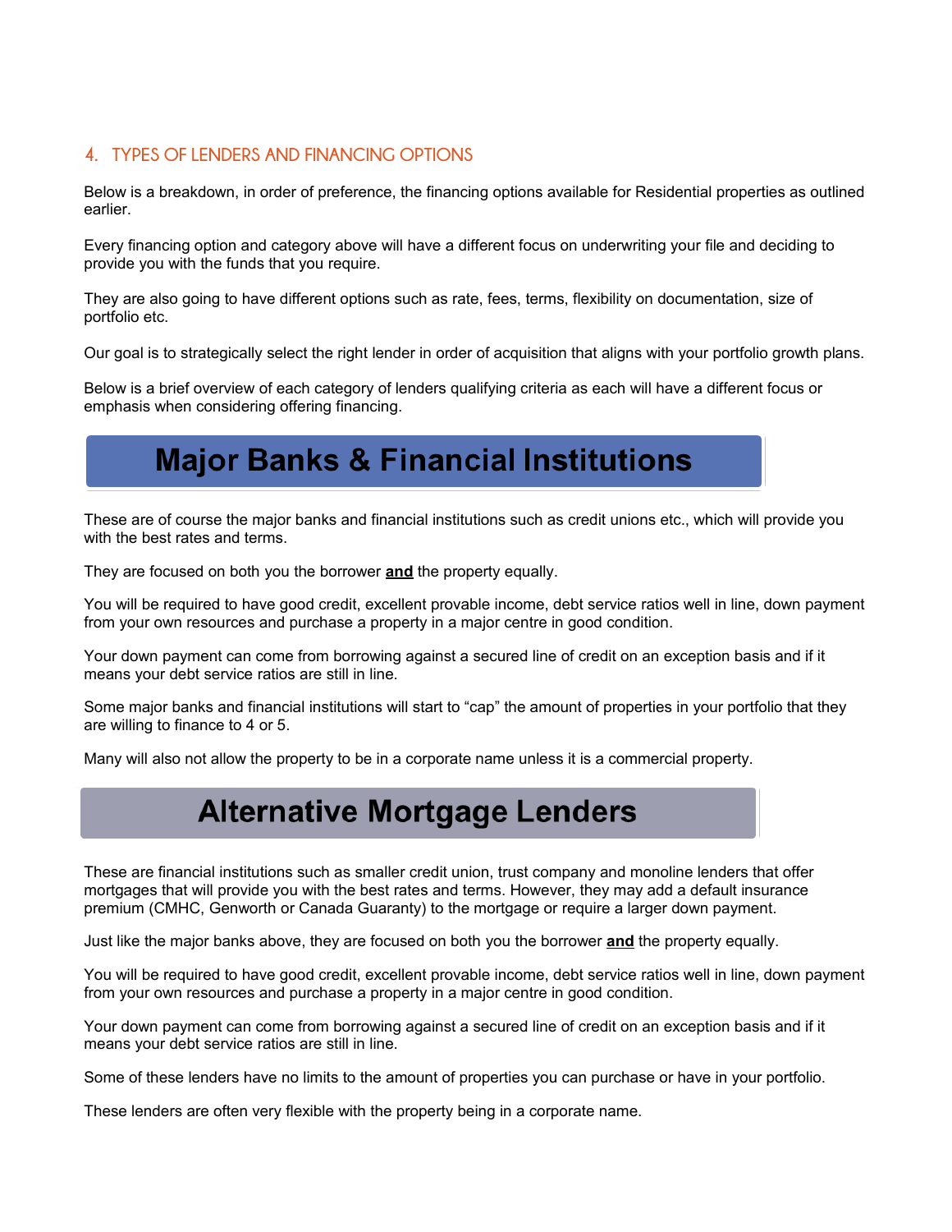## 4. TYPES OF LENDERS AND FINANCING OPTIONS

Below is a breakdown, in order of preference, the financing options available for Residential properties as outlined earlier.

Every financing option and category above will have a different focus on underwriting your file and deciding to provide you with the funds that you require.

They are also going to have different options such as rate, fees, terms, flexibility on documentation, size of portfolio etc.

Our goal is to strategically select the right lender in order of acquisition that aligns with your portfolio growth plans.

Below is a brief overview of each category of lenders qualifying criteria as each will have a different focus or emphasis when considering offering financing.

### Major Banks & Financial Institutions

These are of course the major banks and financial institutions such as credit unions etc., which will provide you with the best rates and terms.

They are focused on both you the borrower **and** the property equally.

You will be required to have good credit, excellent provable income, debt service ratios well in line, down payment from your own resources and purchase a property in a major centre in good condition.

Your down payment can come from borrowing against a secured line of credit on an exception basis and if it means your debt service ratios are still in line.

Some major banks and financial institutions will start to "cap" the amount of properties in your portfolio that they are willing to finance to 4 or 5.

Many will also not allow the property to be in a corporate name unless it is a commercial property.

### Alternative Mortgage Lenders

These are financial institutions such as smaller credit union, trust company and monoline lenders that offer mortgages that will provide you with the best rates and terms. However, they may add a default insurance premium (CMHC, Genworth or Canada Guaranty) to the mortgage or require a larger down payment.

Just like the major banks above, they are focused on both you the borrower **and** the property equally.

You will be required to have good credit, excellent provable income, debt service ratios well in line, down payment from your own resources and purchase a property in a major centre in good condition.

Your down payment can come from borrowing against a secured line of credit on an exception basis and if it means your debt service ratios are still in line.

Some of these lenders have no limits to the amount of properties you can purchase or have in your portfolio.

These lenders are often very flexible with the property being in a corporate name.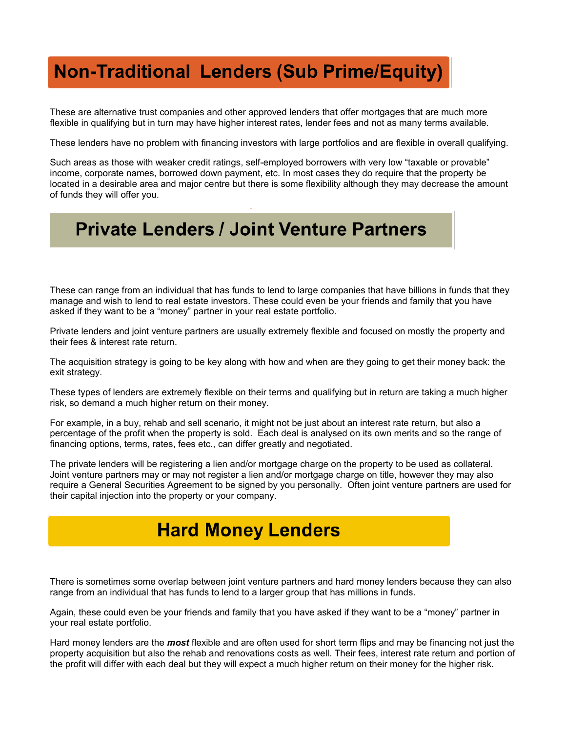# Non-Traditional Lenders (Sub Prime/Equity)

These are alternative trust companies and other approved lenders that offer mortgages that are much more flexible in qualifying but in turn may have higher interest rates, lender fees and not as many terms available.

These lenders have no problem with financing investors with large portfolios and are flexible in overall qualifying.

Such areas as those with weaker credit ratings, self-employed borrowers with very low “taxable or provable” income, corporate names, borrowed down payment, etc. In most cases they do require that the property be located in a desirable area and major centre but there is some flexibility although they may decrease the amount of funds they will offer you.

# Private Lenders / Joint Venture Partners

These can range from an individual that has funds to lend to large companies that have billions in funds that they manage and wish to lend to real estate investors. These could even be your friends and family that you have asked if they want to be a “money” partner in your real estate portfolio.

Private lenders and joint venture partners are usually extremely flexible and focused on mostly the property and their fees & interest rate return.

The acquisition strategy is going to be key along with how and when are they going to get their money back: the exit strategy.

These types of lenders are extremely flexible on their terms and qualifying but in return are taking a much higher risk, so demand a much higher return on their money.

For example, in a buy, rehab and sell scenario, it might not be just about an interest rate return, but also a percentage of the profit when the property is sold. Each deal is analysed on its own merits and so the range of financing options, terms, rates, fees etc., can differ greatly and negotiated.

The private lenders will be registering a lien and/or mortgage charge on the property to be used as collateral. Joint venture partners may or may not register a lien and/or mortgage charge on title, however they may also require a General Securities Agreement to be signed by you personally. Often joint venture partners are used for their capital injection into the property or your company.

# Hard Money Lenders

There is sometimes some overlap between joint venture partners and hard money lenders because they can also range from an individual that has funds to lend to a larger group that has millions in funds.

Again, these could even be your friends and family that you have asked if they want to be a “money” partner in your real estate portfolio.

Hard money lenders are the ***most*** flexible and are often used for short term flips and may be financing not just the property acquisition but also the rehab and renovations costs as well. Their fees, interest rate return and portion of the profit will differ with each deal but they will expect a much higher return on their money for the higher risk.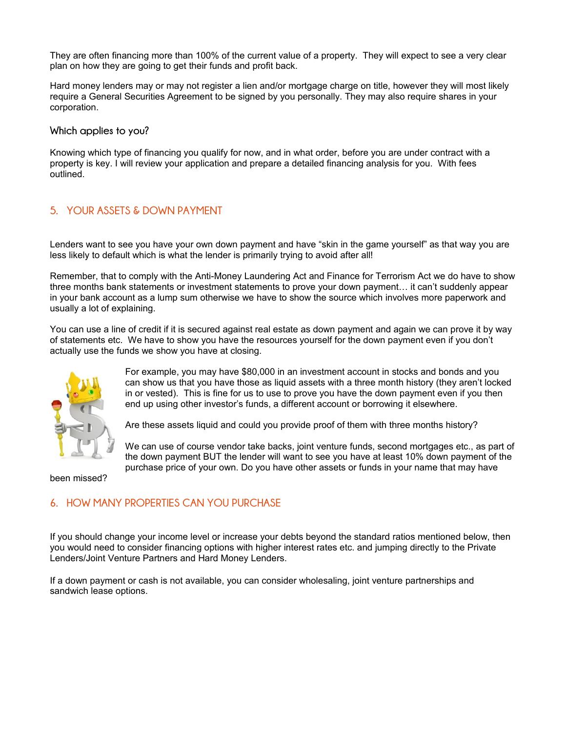They are often financing more than 100% of the current value of a property. They will expect to see a very clear plan on how they are going to get their funds and profit back.

Hard money lenders may or may not register a lien and/or mortgage charge on title, however they will most likely require a General Securities Agreement to be signed by you personally. They may also require shares in your corporation.

### Which applies to you?

Knowing which type of financing you qualify for now, and in what order, before you are under contract with a property is key. I will review your application and prepare a detailed financing analysis for you. With fees outlined.

## 5. YOUR ASSETS & DOWN PAYMENT

Lenders want to see you have your own down payment and have "skin in the game yourself" as that way you are less likely to default which is what the lender is primarily trying to avoid after all!

Remember, that to comply with the Anti-Money Laundering Act and Finance for Terrorism Act we do have to show three months bank statements or investment statements to prove your down payment… it can't suddenly appear in your bank account as a lump sum otherwise we have to show the source which involves more paperwork and usually a lot of explaining.

You can use a line of credit if it is secured against real estate as down payment and again we can prove it by way of statements etc. We have to show you have the resources yourself for the down payment even if you don't actually use the funds we show you have at closing.

For example, you may have $80,000 in an investment account in stocks and bonds and you can show us that you have those as liquid assets with a three month history (they aren't locked in or vested). This is fine for us to use to prove you have the down payment even if you then end up using other investor's funds, a different account or borrowing it elsewhere.

Are these assets liquid and could you provide proof of them with three months history?

We can use of course vendor take backs, joint venture funds, second mortgages etc., as part of the down payment BUT the lender will want to see you have at least 10% down payment of the purchase price of your own. Do you have other assets or funds in your name that may have been missed?

## 6. HOW MANY PROPERTIES CAN YOU PURCHASE

If you should change your income level or increase your debts beyond the standard ratios mentioned below, then you would need to consider financing options with higher interest rates etc. and jumping directly to the Private Lenders/Joint Venture Partners and Hard Money Lenders.

If a down payment or cash is not available, you can consider wholesaling, joint venture partnerships and sandwich lease options.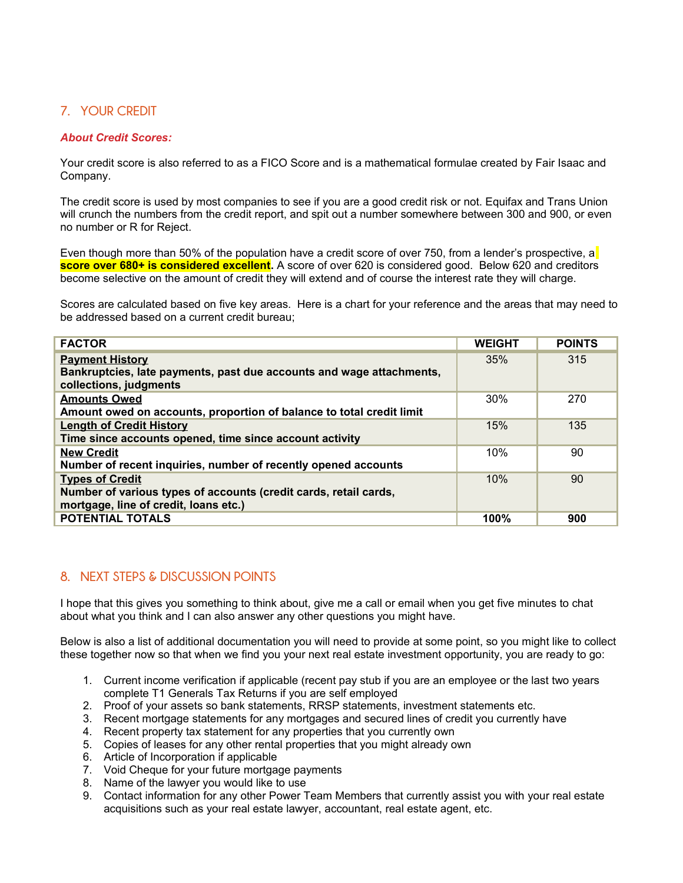## 7. YOUR CREDIT

***About Credit Scores:***

Your credit score is also referred to as a FICO Score and is a mathematical formulae created by Fair Isaac and Company.

The credit score is used by most companies to see if you are a good credit risk or not. Equifax and Trans Union will crunch the numbers from the credit report, and spit out a number somewhere between 300 and 900, or even no number or R for Reject.

Even though more than 50% of the population have a credit score of over 750, from a lender's prospective, a **score over 680+ is considered excellent.** A score of over 620 is considered good. Below 620 and creditors become selective on the amount of credit they will extend and of course the interest rate they will charge.

Scores are calculated based on five key areas. Here is a chart for your reference and the areas that may need to be addressed based on a current credit bureau;

| FACTOR | WEIGHT | POINTS |
|---|---|---|
| **Payment History**<br>**Bankruptcies, late payments, past due accounts and wage attachments, collections, judgments** | 35% | 315 |
| **Amounts Owed**<br>**Amount owed on accounts, proportion of balance to total credit limit** | 30% | 270 |
| **Length of Credit History**<br>**Time since accounts opened, time since account activity** | 15% | 135 |
| **New Credit**<br>**Number of recent inquiries, number of recently opened accounts** | 10% | 90 |
| **Types of Credit**<br>**Number of various types of accounts (credit cards, retail cards, mortgage, line of credit, loans etc.)** | 10% | 90 |
| **POTENTIAL TOTALS** | **100%** | **900** |

## 8. NEXT STEPS & DISCUSSION POINTS

I hope that this gives you something to think about, give me a call or email when you get five minutes to chat about what you think and I can also answer any other questions you might have.

Below is also a list of additional documentation you will need to provide at some point, so you might like to collect these together now so that when we find you your next real estate investment opportunity, you are ready to go:

1. Current income verification if applicable (recent pay stub if you are an employee or the last two years complete T1 Generals Tax Returns if you are self employed
2. Proof of your assets so bank statements, RRSP statements, investment statements etc.
3. Recent mortgage statements for any mortgages and secured lines of credit you currently have
4. Recent property tax statement for any properties that you currently own
5. Copies of leases for any other rental properties that you might already own
6. Article of Incorporation if applicable
7. Void Cheque for your future mortgage payments
8. Name of the lawyer you would like to use
9. Contact information for any other Power Team Members that currently assist you with your real estate acquisitions such as your real estate lawyer, accountant, real estate agent, etc.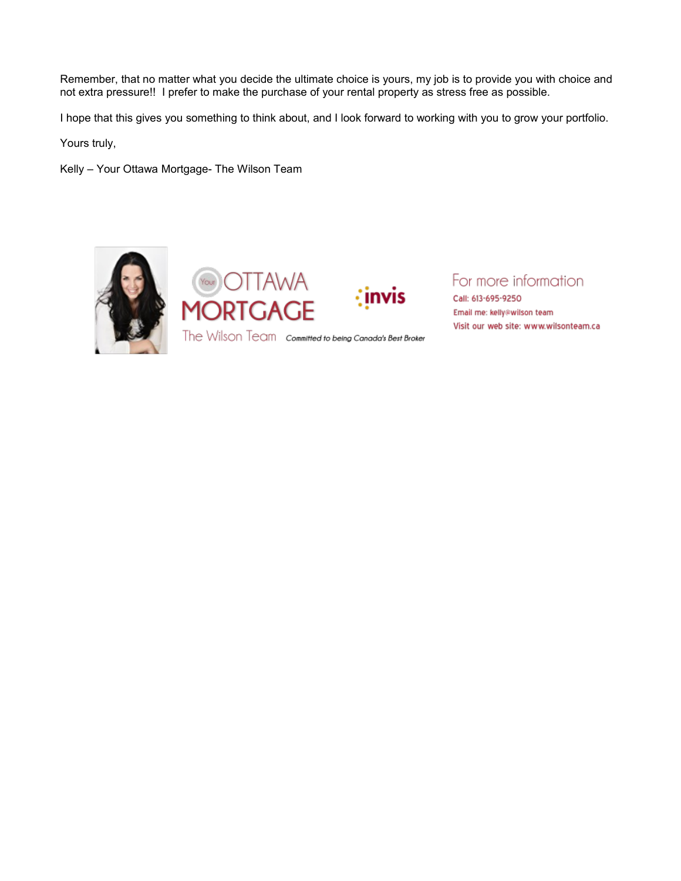Remember, that no matter what you decide the ultimate choice is yours, my job is to provide you with choice and not extra pressure!! I prefer to make the purchase of your rental property as stress free as possible.

I hope that this gives you something to think about, and I look forward to working with you to grow your portfolio.

Yours truly,

Kelly – Your Ottawa Mortgage- The Wilson Team

Your OTTAWA MORTGAGE

The Wilson Team

invis

Committed to being Canada's Best Broker

For more information

Call: 613-695-9250

Email me: kelly@wilson team

Visit our web site: www.wilsonteam.ca